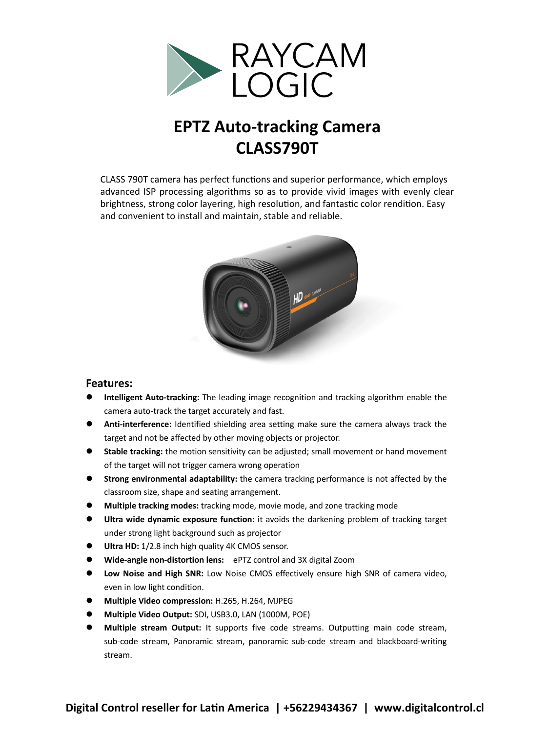RAYCAM LOGIC

# EPTZ Auto-tracking Camera
# CLASS790T

CLASS 790T camera has perfect functions and superior performance, which employs advanced ISP processing algorithms so as to provide vivid images with evenly clear brightness, strong color layering, high resolution, and fantastic color rendition. Easy and convenient to install and maintain, stable and reliable.

## Features:

- **Intelligent Auto-tracking:** The leading image recognition and tracking algorithm enable the camera auto-track the target accurately and fast.
- **Anti-interference:** Identified shielding area setting make sure the camera always track the target and not be affected by other moving objects or projector.
- **Stable tracking:** the motion sensitivity can be adjusted; small movement or hand movement of the target will not trigger camera wrong operation
- **Strong environmental adaptability:** the camera tracking performance is not affected by the classroom size, shape and seating arrangement.
- **Multiple tracking modes:** tracking mode, movie mode, and zone tracking mode
- **Ultra wide dynamic exposure function:** it avoids the darkening problem of tracking target under strong light background such as projector
- **Ultra HD:** 1/2.8 inch high quality 4K CMOS sensor.
- **Wide-angle non-distortion lens:** ePTZ control and 3X digital Zoom
- **Low Noise and High SNR:** Low Noise CMOS effectively ensure high SNR of camera video, even in low light condition.
- **Multiple Video compression:** H.265, H.264, MJPEG
- **Multiple Video Output:** SDI, USB3.0, LAN (1000M, POE)
- **Multiple stream Output:** It supports five code streams. Outputting main code stream, sub-code stream, Panoramic stream, panoramic sub-code stream and blackboard-writing stream.

**Digital Control reseller for Latin America | +56229434367 | www.digitalcontrol.cl**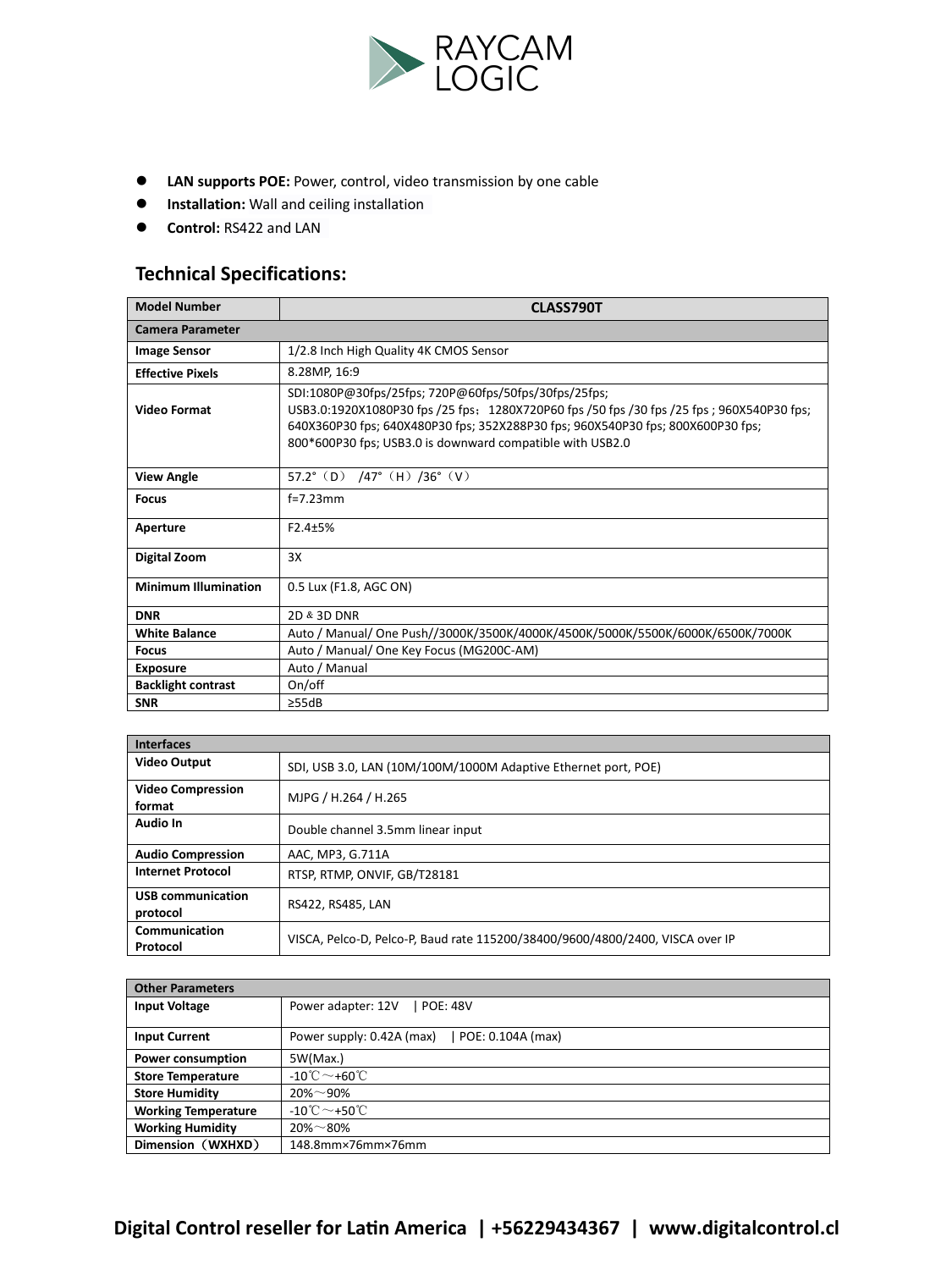- **LAN supports POE:** Power, control, video transmission by one cable
- **Installation:** Wall and ceiling installation
- **Control:** RS422 and LAN

## Technical Specifications:

| Model Number | CLASS790T |
|---|---|
| **Camera Parameter** | |
| **Image Sensor** | 1/2.8 Inch High Quality 4K CMOS Sensor |
| **Effective Pixels** | 8.28MP, 16:9 |
| **Video Format** | SDI:1080P@30fps/25fps; 720P@60fps/50fps/30fps/25fps; USB3.0:1920X1080P30 fps /25 fps；1280X720P60 fps /50 fps /30 fps /25 fps ; 960X540P30 fps; 640X360P30 fps; 640X480P30 fps; 352X288P30 fps; 960X540P30 fps; 800X600P30 fps; 800*600P30 fps; USB3.0 is downward compatible with USB2.0 |
| **View Angle** | 57.2°（D） /47°（H）/36°（V） |
| **Focus** | f=7.23mm |
| **Aperture** | F2.4±5% |
| **Digital Zoom** | 3X |
| **Minimum Illumination** | 0.5 Lux (F1.8, AGC ON) |
| **DNR** | 2D & 3D DNR |
| **White Balance** | Auto / Manual/ One Push//3000K/3500K/4000K/4500K/5000K/5500K/6000K/6500K/7000K |
| **Focus** | Auto / Manual/ One Key Focus (MG200C-AM) |
| **Exposure** | Auto / Manual |
| **Backlight contrast** | On/off |
| **SNR** | ≥55dB |

| Interfaces | |
|---|---|
| **Video Output** | SDI, USB 3.0, LAN (10M/100M/1000M Adaptive Ethernet port, POE) |
| **Video Compression format** | MJPG / H.264 / H.265 |
| **Audio In** | Double channel 3.5mm linear input |
| **Audio Compression** | AAC, MP3, G.711A |
| **Internet Protocol** | RTSP, RTMP, ONVIF, GB/T28181 |
| **USB communication protocol** | RS422, RS485, LAN |
| **Communication Protocol** | VISCA, Pelco-D, Pelco-P, Baud rate 115200/38400/9600/4800/2400, VISCA over IP |

| Other Parameters | |
|---|---|
| **Input Voltage** | Power adapter: 12V \| POE: 48V |
| **Input Current** | Power supply: 0.42A (max) \| POE: 0.104A (max) |
| **Power consumption** | 5W(Max.) |
| **Store Temperature** | -10℃～+60℃ |
| **Store Humidity** | 20%～90% |
| **Working Temperature** | -10℃～+50℃ |
| **Working Humidity** | 20%～80% |
| **Dimension（WXHXD）** | 148.8mm×76mm×76mm |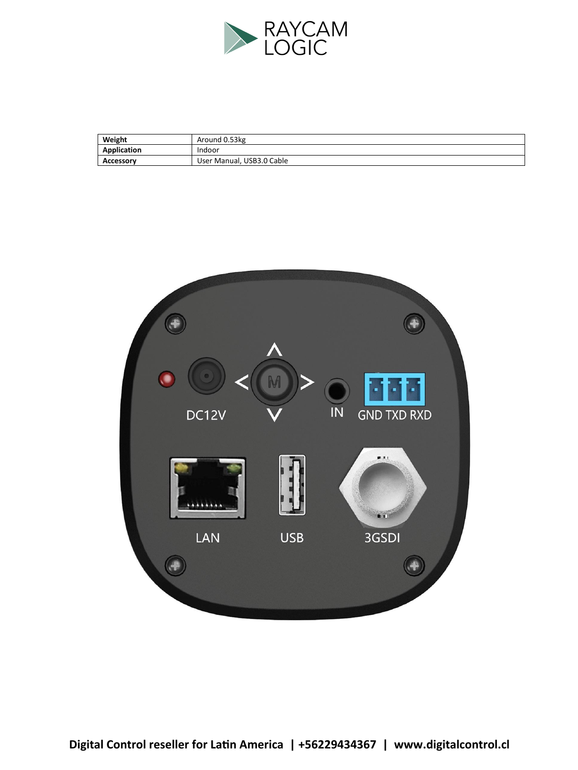| Weight | Around 0.53kg |
|---|---|
| Application | Indoor |
| Accessory | User Manual, USB3.0 Cable |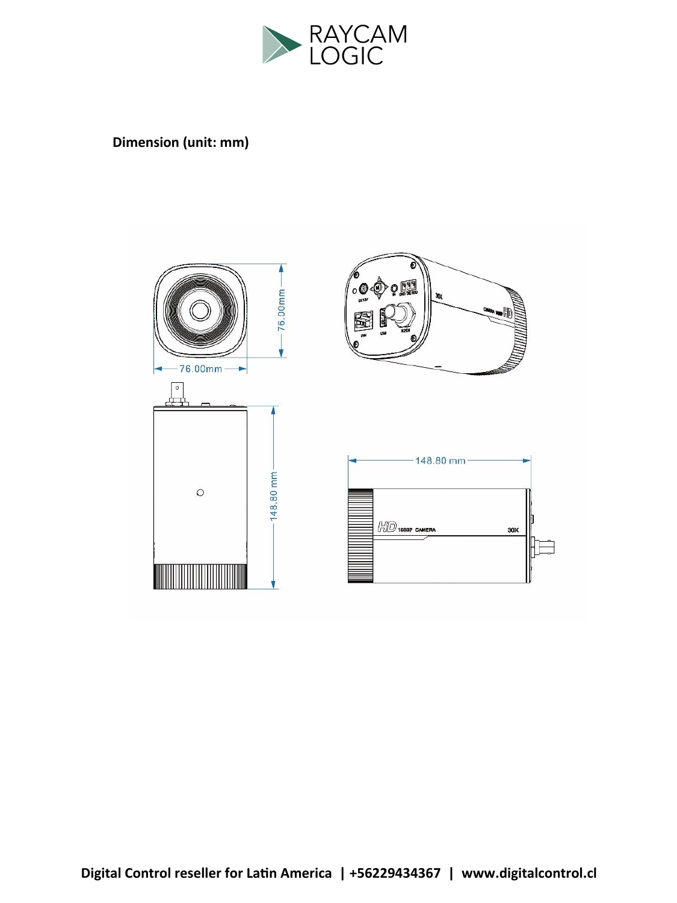## Dimension (unit: mm)

76.00mm

76.00mm

148.80 mm

148.80 mm